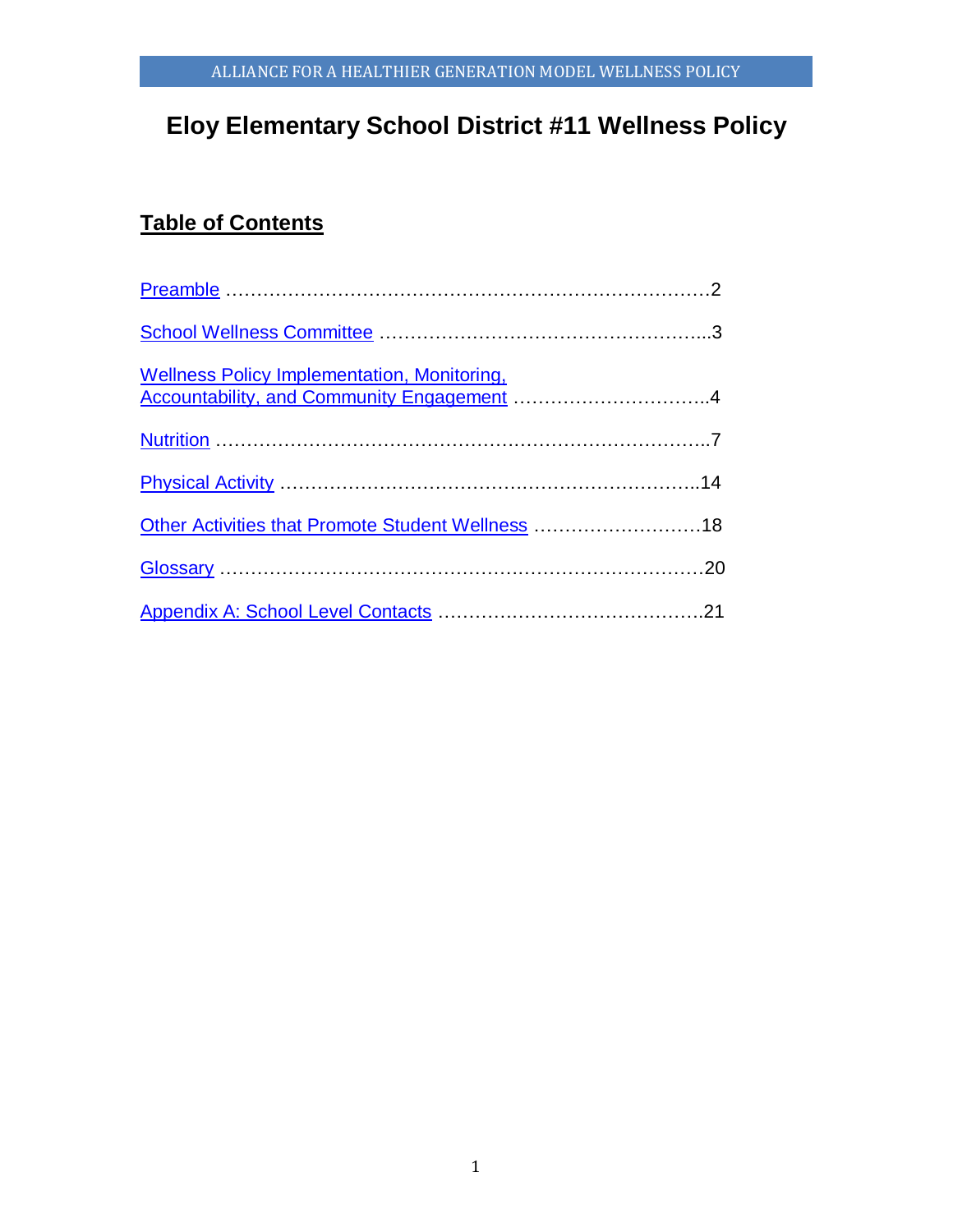# Eloy Elementary School District #11 Wellness Policy

## Table of Contents

Preamble ……………………………………………………………………2

School Wellness Committee ……………………………………………..3

Wellness Policy Implementation, Monitoring, Accountability, and Community Engagement …………………………..4

Nutrition ……………………………………………………………………..7

Physical Activity …………………………………………………………..14

Other Activities that Promote Student Wellness ………………………18

Glossary ……………………………………………………………………20

Appendix A: School Level Contacts ……………………………………..21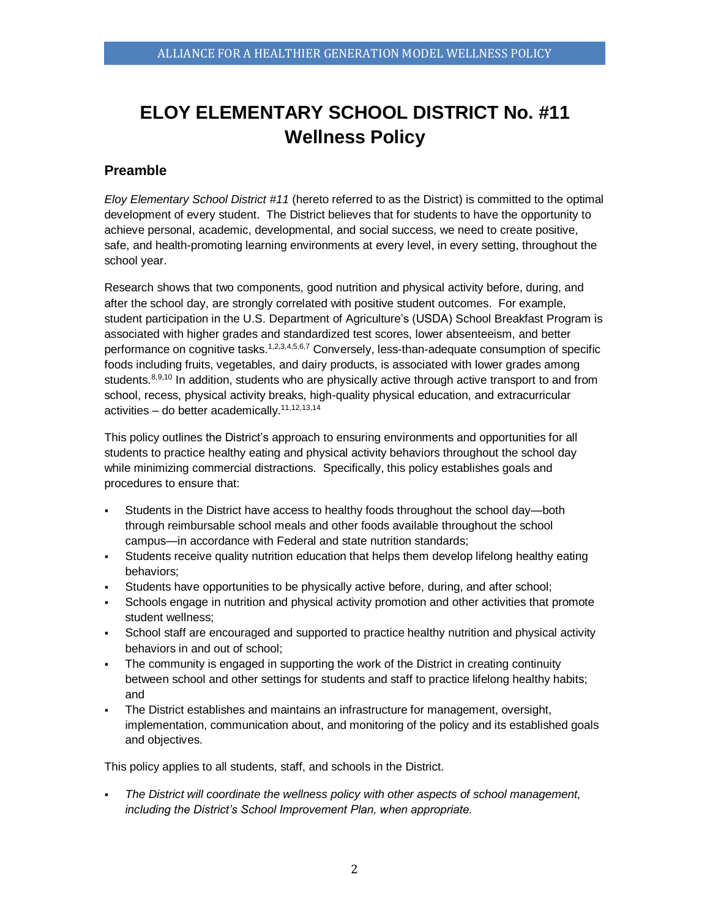# ELOY ELEMENTARY SCHOOL DISTRICT No. #11 Wellness Policy

## Preamble

*Eloy Elementary School District #11* (hereto referred to as the District) is committed to the optimal development of every student. The District believes that for students to have the opportunity to achieve personal, academic, developmental, and social success, we need to create positive, safe, and health-promoting learning environments at every level, in every setting, throughout the school year.

Research shows that two components, good nutrition and physical activity before, during, and after the school day, are strongly correlated with positive student outcomes. For example, student participation in the U.S. Department of Agriculture's (USDA) School Breakfast Program is associated with higher grades and standardized test scores, lower absenteeism, and better performance on cognitive tasks.[1,2,3,4,5,6,7] Conversely, less-than-adequate consumption of specific foods including fruits, vegetables, and dairy products, is associated with lower grades among students.[8,9,10] In addition, students who are physically active through active transport to and from school, recess, physical activity breaks, high-quality physical education, and extracurricular activities – do better academically.[11,12,13,14]

This policy outlines the District's approach to ensuring environments and opportunities for all students to practice healthy eating and physical activity behaviors throughout the school day while minimizing commercial distractions. Specifically, this policy establishes goals and procedures to ensure that:

- Students in the District have access to healthy foods throughout the school day—both through reimbursable school meals and other foods available throughout the school campus—in accordance with Federal and state nutrition standards;
- Students receive quality nutrition education that helps them develop lifelong healthy eating behaviors;
- Students have opportunities to be physically active before, during, and after school;
- Schools engage in nutrition and physical activity promotion and other activities that promote student wellness;
- School staff are encouraged and supported to practice healthy nutrition and physical activity behaviors in and out of school;
- The community is engaged in supporting the work of the District in creating continuity between school and other settings for students and staff to practice lifelong healthy habits; and
- The District establishes and maintains an infrastructure for management, oversight, implementation, communication about, and monitoring of the policy and its established goals and objectives.

This policy applies to all students, staff, and schools in the District.

- *The District will coordinate the wellness policy with other aspects of school management, including the District's School Improvement Plan, when appropriate.*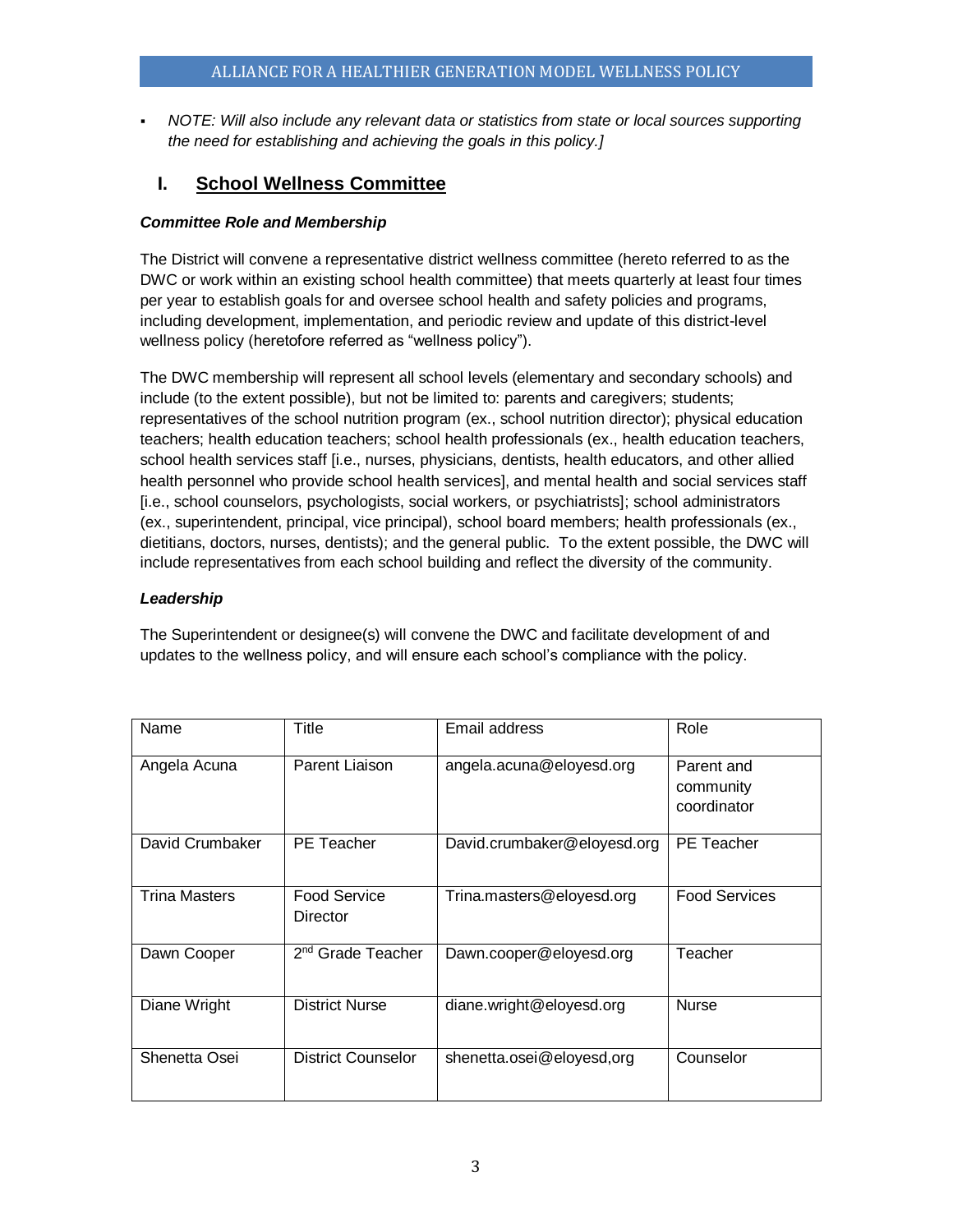- *NOTE: Will also include any relevant data or statistics from state or local sources supporting the need for establishing and achieving the goals in this policy.]*

## I. School Wellness Committee

### *Committee Role and Membership*

The District will convene a representative district wellness committee (hereto referred to as the DWC or work within an existing school health committee) that meets quarterly at least four times per year to establish goals for and oversee school health and safety policies and programs, including development, implementation, and periodic review and update of this district-level wellness policy (heretofore referred as "wellness policy").

The DWC membership will represent all school levels (elementary and secondary schools) and include (to the extent possible), but not be limited to: parents and caregivers; students; representatives of the school nutrition program (ex., school nutrition director); physical education teachers; health education teachers; school health professionals (ex., health education teachers, school health services staff [i.e., nurses, physicians, dentists, health educators, and other allied health personnel who provide school health services], and mental health and social services staff [i.e., school counselors, psychologists, social workers, or psychiatrists]; school administrators (ex., superintendent, principal, vice principal), school board members; health professionals (ex., dietitians, doctors, nurses, dentists); and the general public. To the extent possible, the DWC will include representatives from each school building and reflect the diversity of the community.

### *Leadership*

The Superintendent or designee(s) will convene the DWC and facilitate development of and updates to the wellness policy, and will ensure each school's compliance with the policy.

| Name | Title | Email address | Role |
|---|---|---|---|
| Angela Acuna | Parent Liaison | angela.acuna@eloyesd.org | Parent and community coordinator |
| David Crumbaker | PE Teacher | David.crumbaker@eloyesd.org | PE Teacher |
| Trina Masters | Food Service Director | Trina.masters@eloyesd.org | Food Services |
| Dawn Cooper | 2nd Grade Teacher | Dawn.cooper@eloyesd.org | Teacher |
| Diane Wright | District Nurse | diane.wright@eloyesd.org | Nurse |
| Shenetta Osei | District Counselor | shenetta.osei@eloyesd,org | Counselor |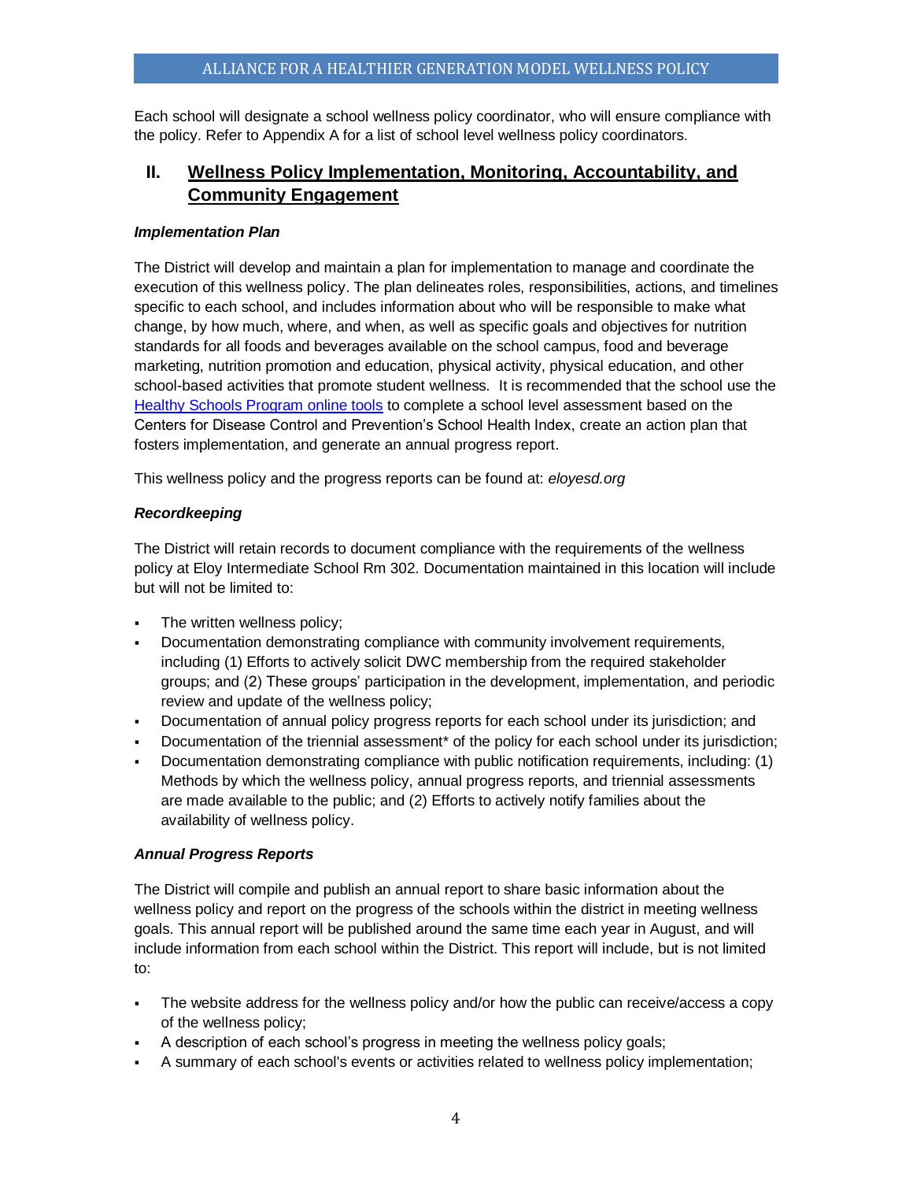Each school will designate a school wellness policy coordinator, who will ensure compliance with the policy. Refer to Appendix A for a list of school level wellness policy coordinators.

## II. Wellness Policy Implementation, Monitoring, Accountability, and Community Engagement

### *Implementation Plan*

The District will develop and maintain a plan for implementation to manage and coordinate the execution of this wellness policy. The plan delineates roles, responsibilities, actions, and timelines specific to each school, and includes information about who will be responsible to make what change, by how much, where, and when, as well as specific goals and objectives for nutrition standards for all foods and beverages available on the school campus, food and beverage marketing, nutrition promotion and education, physical activity, physical education, and other school-based activities that promote student wellness. It is recommended that the school use the Healthy Schools Program online tools to complete a school level assessment based on the Centers for Disease Control and Prevention's School Health Index, create an action plan that fosters implementation, and generate an annual progress report.

This wellness policy and the progress reports can be found at: *eloyesd.org*

### *Recordkeeping*

The District will retain records to document compliance with the requirements of the wellness policy at Eloy Intermediate School Rm 302. Documentation maintained in this location will include but will not be limited to:

- The written wellness policy;
- Documentation demonstrating compliance with community involvement requirements, including (1) Efforts to actively solicit DWC membership from the required stakeholder groups; and (2) These groups' participation in the development, implementation, and periodic review and update of the wellness policy;
- Documentation of annual policy progress reports for each school under its jurisdiction; and
- Documentation of the triennial assessment* of the policy for each school under its jurisdiction;
- Documentation demonstrating compliance with public notification requirements, including: (1) Methods by which the wellness policy, annual progress reports, and triennial assessments are made available to the public; and (2) Efforts to actively notify families about the availability of wellness policy.

### *Annual Progress Reports*

The District will compile and publish an annual report to share basic information about the wellness policy and report on the progress of the schools within the district in meeting wellness goals. This annual report will be published around the same time each year in August, and will include information from each school within the District. This report will include, but is not limited to:

- The website address for the wellness policy and/or how the public can receive/access a copy of the wellness policy;
- A description of each school's progress in meeting the wellness policy goals;
- A summary of each school's events or activities related to wellness policy implementation;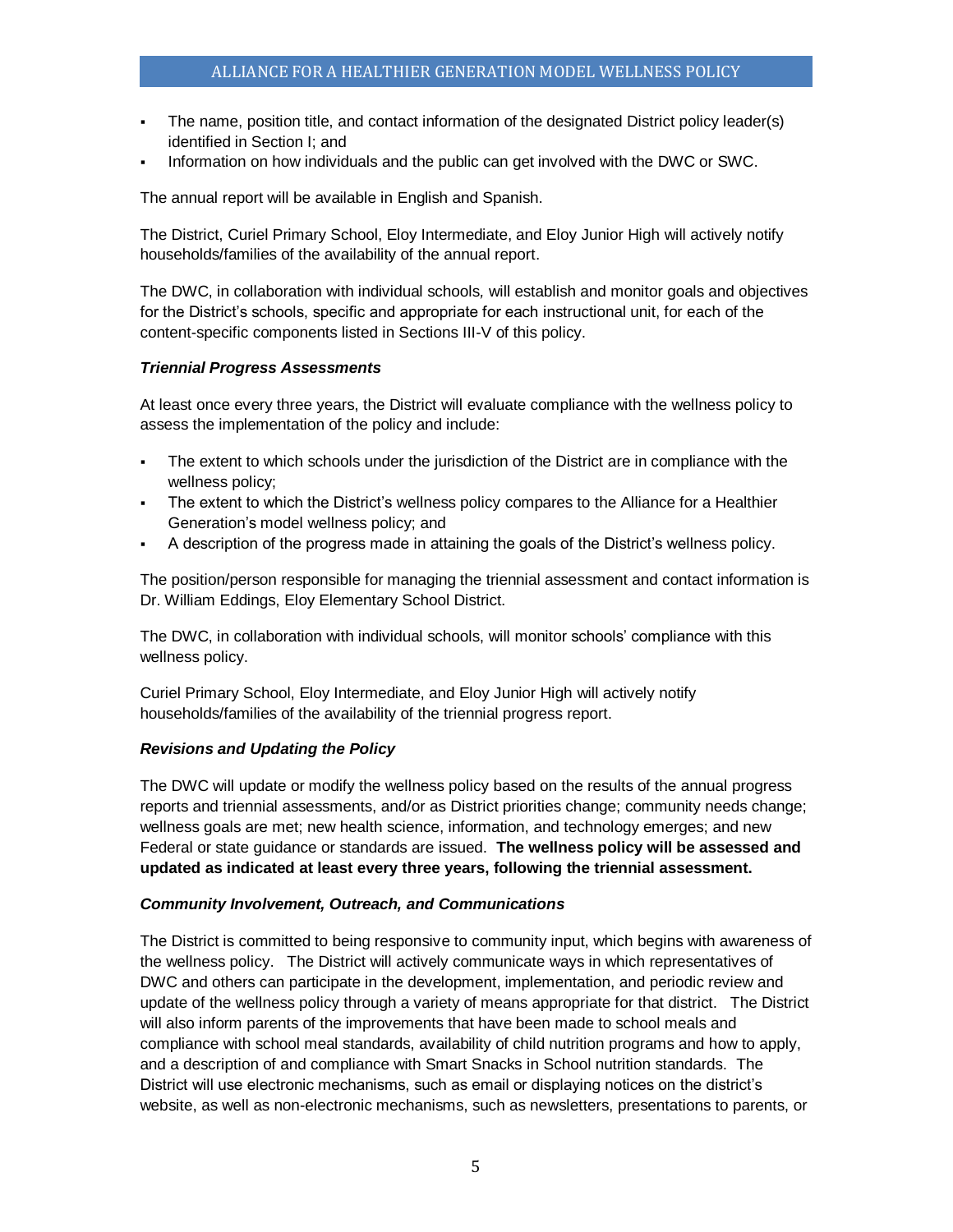- The name, position title, and contact information of the designated District policy leader(s) identified in Section I; and
- Information on how individuals and the public can get involved with the DWC or SWC.

The annual report will be available in English and Spanish.

The District, Curiel Primary School, Eloy Intermediate, and Eloy Junior High will actively notify households/families of the availability of the annual report.

The DWC, in collaboration with individual schools, will establish and monitor goals and objectives for the District's schools, specific and appropriate for each instructional unit, for each of the content-specific components listed in Sections III-V of this policy.

***Triennial Progress Assessments***

At least once every three years, the District will evaluate compliance with the wellness policy to assess the implementation of the policy and include:

- The extent to which schools under the jurisdiction of the District are in compliance with the wellness policy;
- The extent to which the District's wellness policy compares to the Alliance for a Healthier Generation's model wellness policy; and
- A description of the progress made in attaining the goals of the District's wellness policy.

The position/person responsible for managing the triennial assessment and contact information is Dr. William Eddings, Eloy Elementary School District.

The DWC, in collaboration with individual schools, will monitor schools' compliance with this wellness policy.

Curiel Primary School, Eloy Intermediate, and Eloy Junior High will actively notify households/families of the availability of the triennial progress report.

***Revisions and Updating the Policy***

The DWC will update or modify the wellness policy based on the results of the annual progress reports and triennial assessments, and/or as District priorities change; community needs change; wellness goals are met; new health science, information, and technology emerges; and new Federal or state guidance or standards are issued. **The wellness policy will be assessed and updated as indicated at least every three years, following the triennial assessment.**

***Community Involvement, Outreach, and Communications***

The District is committed to being responsive to community input, which begins with awareness of the wellness policy. The District will actively communicate ways in which representatives of DWC and others can participate in the development, implementation, and periodic review and update of the wellness policy through a variety of means appropriate for that district. The District will also inform parents of the improvements that have been made to school meals and compliance with school meal standards, availability of child nutrition programs and how to apply, and a description of and compliance with Smart Snacks in School nutrition standards. The District will use electronic mechanisms, such as email or displaying notices on the district's website, as well as non-electronic mechanisms, such as newsletters, presentations to parents, or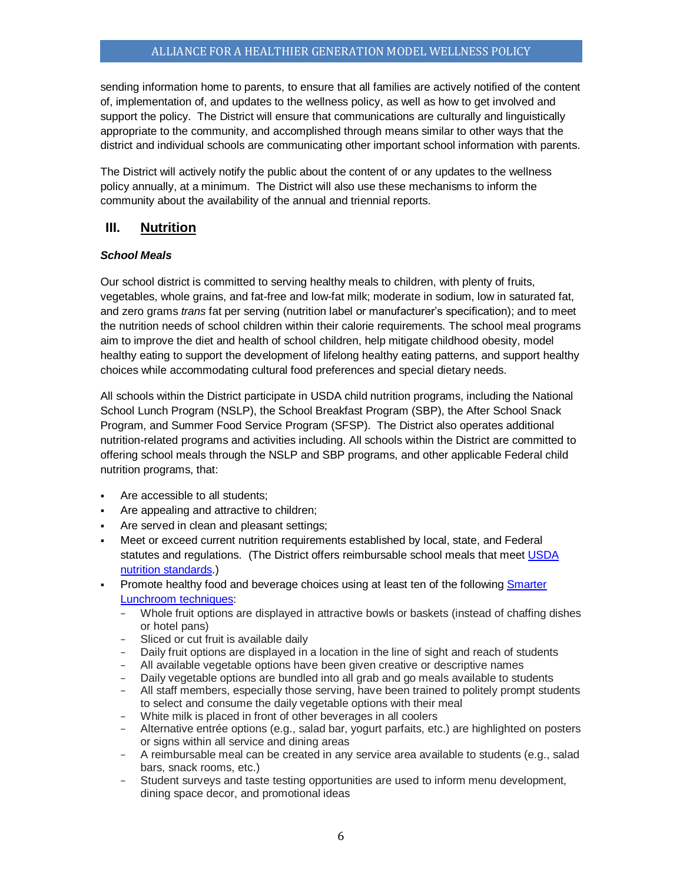sending information home to parents, to ensure that all families are actively notified of the content of, implementation of, and updates to the wellness policy, as well as how to get involved and support the policy. The District will ensure that communications are culturally and linguistically appropriate to the community, and accomplished through means similar to other ways that the district and individual schools are communicating other important school information with parents.

The District will actively notify the public about the content of or any updates to the wellness policy annually, at a minimum. The District will also use these mechanisms to inform the community about the availability of the annual and triennial reports.

## III. Nutrition

***School Meals***

Our school district is committed to serving healthy meals to children, with plenty of fruits, vegetables, whole grains, and fat-free and low-fat milk; moderate in sodium, low in saturated fat, and zero grams *trans* fat per serving (nutrition label or manufacturer's specification); and to meet the nutrition needs of school children within their calorie requirements. The school meal programs aim to improve the diet and health of school children, help mitigate childhood obesity, model healthy eating to support the development of lifelong healthy eating patterns, and support healthy choices while accommodating cultural food preferences and special dietary needs.

All schools within the District participate in USDA child nutrition programs, including the National School Lunch Program (NSLP), the School Breakfast Program (SBP), the After School Snack Program, and Summer Food Service Program (SFSP). The District also operates additional nutrition-related programs and activities including. All schools within the District are committed to offering school meals through the NSLP and SBP programs, and other applicable Federal child nutrition programs, that:

- Are accessible to all students;
- Are appealing and attractive to children;
- Are served in clean and pleasant settings;
- Meet or exceed current nutrition requirements established by local, state, and Federal statutes and regulations. (The District offers reimbursable school meals that meet USDA nutrition standards.)
- Promote healthy food and beverage choices using at least ten of the following Smarter Lunchroom techniques:
  - Whole fruit options are displayed in attractive bowls or baskets (instead of chaffing dishes or hotel pans)
  - Sliced or cut fruit is available daily
  - Daily fruit options are displayed in a location in the line of sight and reach of students
  - All available vegetable options have been given creative or descriptive names
  - Daily vegetable options are bundled into all grab and go meals available to students
  - All staff members, especially those serving, have been trained to politely prompt students to select and consume the daily vegetable options with their meal
  - White milk is placed in front of other beverages in all coolers
  - Alternative entrée options (e.g., salad bar, yogurt parfaits, etc.) are highlighted on posters or signs within all service and dining areas
  - A reimbursable meal can be created in any service area available to students (e.g., salad bars, snack rooms, etc.)
  - Student surveys and taste testing opportunities are used to inform menu development, dining space decor, and promotional ideas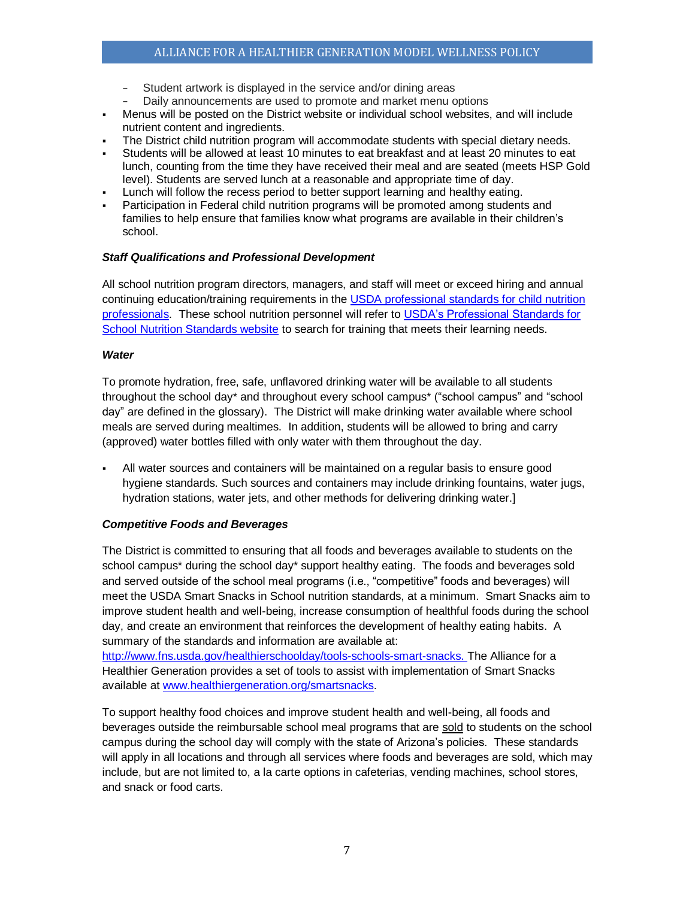- Student artwork is displayed in the service and/or dining areas
- Daily announcements are used to promote and market menu options

- Menus will be posted on the District website or individual school websites, and will include nutrient content and ingredients.
- The District child nutrition program will accommodate students with special dietary needs.
- Students will be allowed at least 10 minutes to eat breakfast and at least 20 minutes to eat lunch, counting from the time they have received their meal and are seated (meets HSP Gold level). Students are served lunch at a reasonable and appropriate time of day.
- Lunch will follow the recess period to better support learning and healthy eating.
- Participation in Federal child nutrition programs will be promoted among students and families to help ensure that families know what programs are available in their children's school.

***Staff Qualifications and Professional Development***

All school nutrition program directors, managers, and staff will meet or exceed hiring and annual continuing education/training requirements in the [USDA professional standards for child nutrition professionals](). These school nutrition personnel will refer to [USDA's Professional Standards for School Nutrition Standards website]() to search for training that meets their learning needs.

***Water***

To promote hydration, free, safe, unflavored drinking water will be available to all students throughout the school day* and throughout every school campus* ("school campus" and "school day" are defined in the glossary). The District will make drinking water available where school meals are served during mealtimes. In addition, students will be allowed to bring and carry (approved) water bottles filled with only water with them throughout the day.

- All water sources and containers will be maintained on a regular basis to ensure good hygiene standards. Such sources and containers may include drinking fountains, water jugs, hydration stations, water jets, and other methods for delivering drinking water.]

***Competitive Foods and Beverages***

The District is committed to ensuring that all foods and beverages available to students on the school campus* during the school day* support healthy eating. The foods and beverages sold and served outside of the school meal programs (i.e., "competitive" foods and beverages) will meet the USDA Smart Snacks in School nutrition standards, at a minimum. Smart Snacks aim to improve student health and well-being, increase consumption of healthful foods during the school day, and create an environment that reinforces the development of healthy eating habits. A summary of the standards and information are available at: [http://www.fns.usda.gov/healthierschoolday/tools-schools-smart-snacks.](http://www.fns.usda.gov/healthierschoolday/tools-schools-smart-snacks) The Alliance for a Healthier Generation provides a set of tools to assist with implementation of Smart Snacks available at [www.healthiergeneration.org/smartsnacks](http://www.healthiergeneration.org/smartsnacks).

To support healthy food choices and improve student health and well-being, all foods and beverages outside the reimbursable school meal programs that are <u>sold</u> to students on the school campus during the school day will comply with the state of Arizona's policies. These standards will apply in all locations and through all services where foods and beverages are sold, which may include, but are not limited to, a la carte options in cafeterias, vending machines, school stores, and snack or food carts.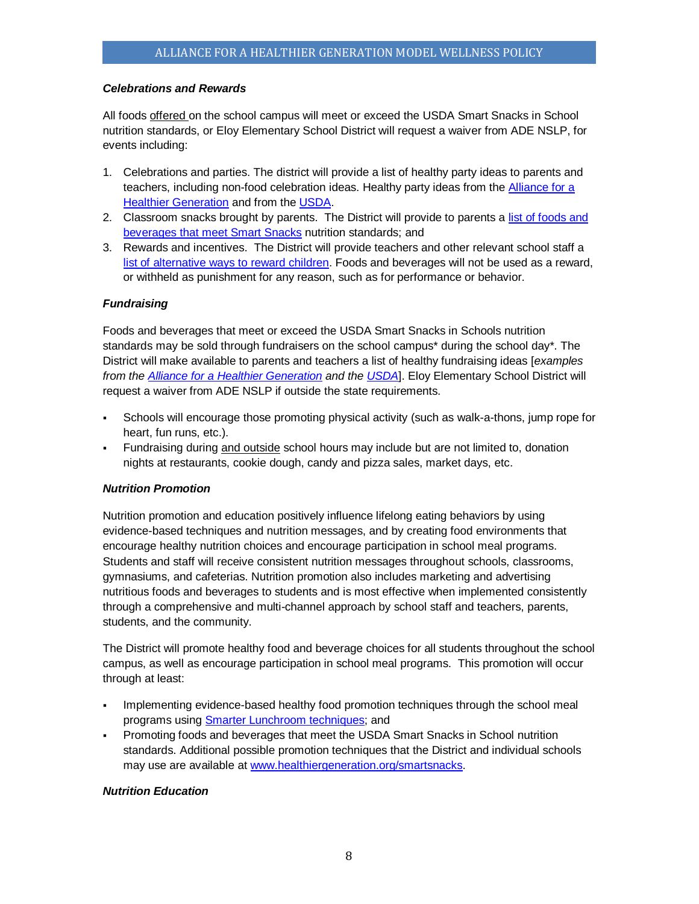***Celebrations and Rewards***

All foods offered on the school campus will meet or exceed the USDA Smart Snacks in School nutrition standards, or Eloy Elementary School District will request a waiver from ADE NSLP, for events including:

1. Celebrations and parties. The district will provide a list of healthy party ideas to parents and teachers, including non-food celebration ideas. Healthy party ideas from the Alliance for a Healthier Generation and from the USDA.
2. Classroom snacks brought by parents. The District will provide to parents a list of foods and beverages that meet Smart Snacks nutrition standards; and
3. Rewards and incentives. The District will provide teachers and other relevant school staff a list of alternative ways to reward children. Foods and beverages will not be used as a reward, or withheld as punishment for any reason, such as for performance or behavior.

***Fundraising***

Foods and beverages that meet or exceed the USDA Smart Snacks in Schools nutrition standards may be sold through fundraisers on the school campus* during the school day*. The District will make available to parents and teachers a list of healthy fundraising ideas [*examples from the Alliance for a Healthier Generation and the USDA*]. Eloy Elementary School District will request a waiver from ADE NSLP if outside the state requirements.

- Schools will encourage those promoting physical activity (such as walk-a-thons, jump rope for heart, fun runs, etc.).
- Fundraising during and outside school hours may include but are not limited to, donation nights at restaurants, cookie dough, candy and pizza sales, market days, etc.

***Nutrition Promotion***

Nutrition promotion and education positively influence lifelong eating behaviors by using evidence-based techniques and nutrition messages, and by creating food environments that encourage healthy nutrition choices and encourage participation in school meal programs. Students and staff will receive consistent nutrition messages throughout schools, classrooms, gymnasiums, and cafeterias. Nutrition promotion also includes marketing and advertising nutritious foods and beverages to students and is most effective when implemented consistently through a comprehensive and multi-channel approach by school staff and teachers, parents, students, and the community.

The District will promote healthy food and beverage choices for all students throughout the school campus, as well as encourage participation in school meal programs. This promotion will occur through at least:

- Implementing evidence-based healthy food promotion techniques through the school meal programs using Smarter Lunchroom techniques; and
- Promoting foods and beverages that meet the USDA Smart Snacks in School nutrition standards. Additional possible promotion techniques that the District and individual schools may use are available at www.healthiergeneration.org/smartsnacks.

***Nutrition Education***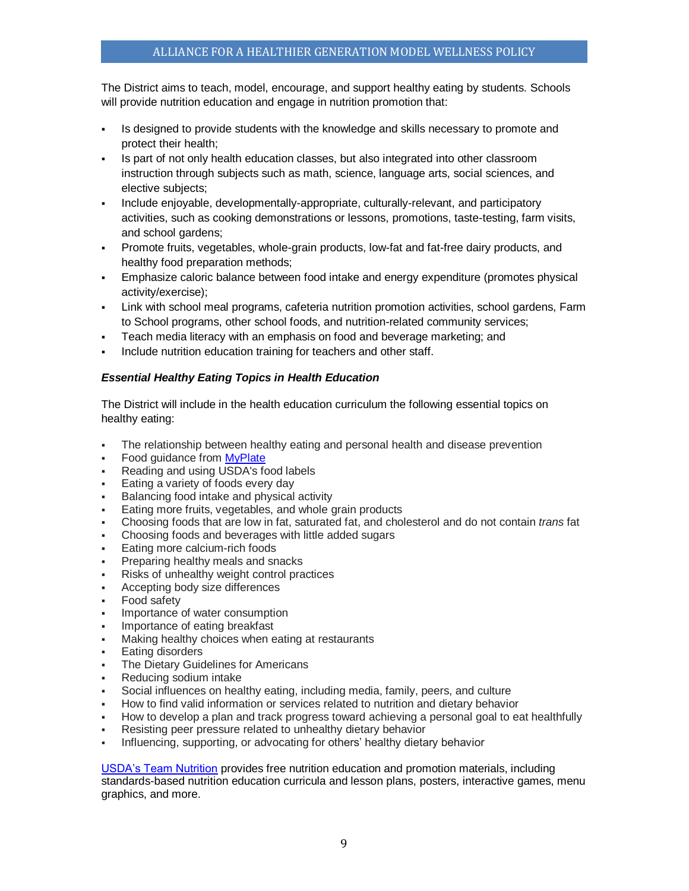The District aims to teach, model, encourage, and support healthy eating by students. Schools will provide nutrition education and engage in nutrition promotion that:

- Is designed to provide students with the knowledge and skills necessary to promote and protect their health;
- Is part of not only health education classes, but also integrated into other classroom instruction through subjects such as math, science, language arts, social sciences, and elective subjects;
- Include enjoyable, developmentally-appropriate, culturally-relevant, and participatory activities, such as cooking demonstrations or lessons, promotions, taste-testing, farm visits, and school gardens;
- Promote fruits, vegetables, whole-grain products, low-fat and fat-free dairy products, and healthy food preparation methods;
- Emphasize caloric balance between food intake and energy expenditure (promotes physical activity/exercise);
- Link with school meal programs, cafeteria nutrition promotion activities, school gardens, Farm to School programs, other school foods, and nutrition-related community services;
- Teach media literacy with an emphasis on food and beverage marketing; and
- Include nutrition education training for teachers and other staff.

***Essential Healthy Eating Topics in Health Education***

The District will include in the health education curriculum the following essential topics on healthy eating:

- The relationship between healthy eating and personal health and disease prevention
- Food guidance from [MyPlate]
- Reading and using USDA's food labels
- Eating a variety of foods every day
- Balancing food intake and physical activity
- Eating more fruits, vegetables, and whole grain products
- Choosing foods that are low in fat, saturated fat, and cholesterol and do not contain *trans* fat
- Choosing foods and beverages with little added sugars
- Eating more calcium-rich foods
- Preparing healthy meals and snacks
- Risks of unhealthy weight control practices
- Accepting body size differences
- Food safety
- Importance of water consumption
- Importance of eating breakfast
- Making healthy choices when eating at restaurants
- Eating disorders
- The Dietary Guidelines for Americans
- Reducing sodium intake
- Social influences on healthy eating, including media, family, peers, and culture
- How to find valid information or services related to nutrition and dietary behavior
- How to develop a plan and track progress toward achieving a personal goal to eat healthfully
- Resisting peer pressure related to unhealthy dietary behavior
- Influencing, supporting, or advocating for others' healthy dietary behavior

[USDA's Team Nutrition] provides free nutrition education and promotion materials, including standards-based nutrition education curricula and lesson plans, posters, interactive games, menu graphics, and more.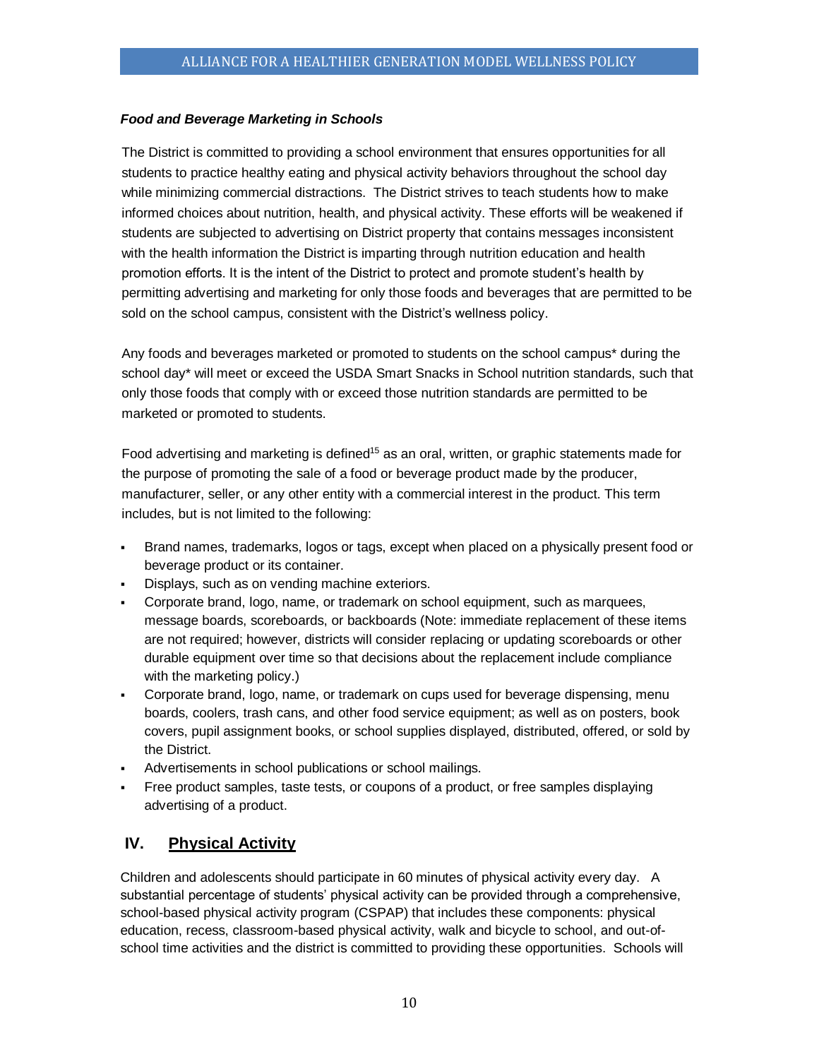***Food and Beverage Marketing in Schools***

The District is committed to providing a school environment that ensures opportunities for all students to practice healthy eating and physical activity behaviors throughout the school day while minimizing commercial distractions. The District strives to teach students how to make informed choices about nutrition, health, and physical activity. These efforts will be weakened if students are subjected to advertising on District property that contains messages inconsistent with the health information the District is imparting through nutrition education and health promotion efforts. It is the intent of the District to protect and promote student's health by permitting advertising and marketing for only those foods and beverages that are permitted to be sold on the school campus, consistent with the District's wellness policy.

Any foods and beverages marketed or promoted to students on the school campus* during the school day* will meet or exceed the USDA Smart Snacks in School nutrition standards, such that only those foods that comply with or exceed those nutrition standards are permitted to be marketed or promoted to students.

Food advertising and marketing is defined[15] as an oral, written, or graphic statements made for the purpose of promoting the sale of a food or beverage product made by the producer, manufacturer, seller, or any other entity with a commercial interest in the product. This term includes, but is not limited to the following:

- Brand names, trademarks, logos or tags, except when placed on a physically present food or beverage product or its container.
- Displays, such as on vending machine exteriors.
- Corporate brand, logo, name, or trademark on school equipment, such as marquees, message boards, scoreboards, or backboards (Note: immediate replacement of these items are not required; however, districts will consider replacing or updating scoreboards or other durable equipment over time so that decisions about the replacement include compliance with the marketing policy.)
- Corporate brand, logo, name, or trademark on cups used for beverage dispensing, menu boards, coolers, trash cans, and other food service equipment; as well as on posters, book covers, pupil assignment books, or school supplies displayed, distributed, offered, or sold by the District.
- Advertisements in school publications or school mailings.
- Free product samples, taste tests, or coupons of a product, or free samples displaying advertising of a product.

## IV. Physical Activity

Children and adolescents should participate in 60 minutes of physical activity every day. A substantial percentage of students' physical activity can be provided through a comprehensive, school-based physical activity program (CSPAP) that includes these components: physical education, recess, classroom-based physical activity, walk and bicycle to school, and out-of-school time activities and the district is committed to providing these opportunities. Schools will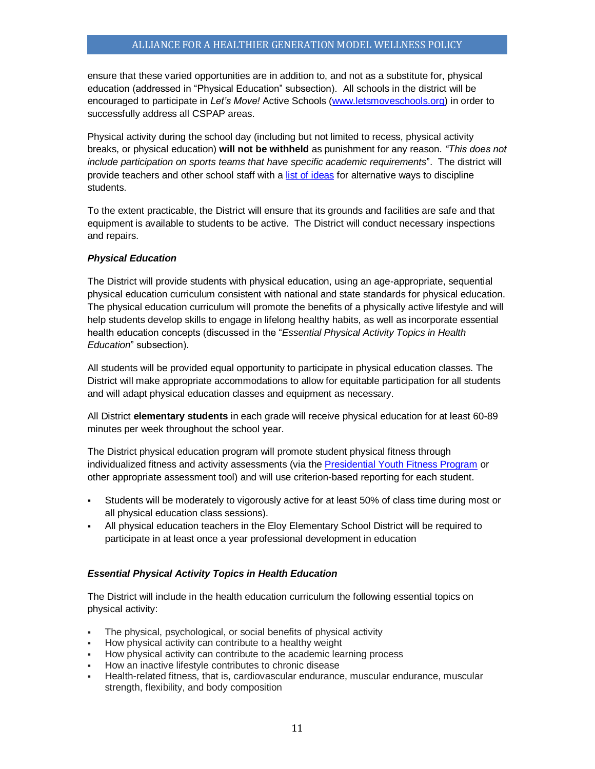ensure that these varied opportunities are in addition to, and not as a substitute for, physical education (addressed in "Physical Education" subsection). All schools in the district will be encouraged to participate in *Let's Move!* Active Schools ([www.letsmoveschools.org](www.letsmoveschools.org)) in order to successfully address all CSPAP areas.

Physical activity during the school day (including but not limited to recess, physical activity breaks, or physical education) **will not be withheld** as punishment for any reason. *"This does not include participation on sports teams that have specific academic requirements*". The district will provide teachers and other school staff with a [list of ideas]() for alternative ways to discipline students.

To the extent practicable, the District will ensure that its grounds and facilities are safe and that equipment is available to students to be active. The District will conduct necessary inspections and repairs.

***Physical Education***

The District will provide students with physical education, using an age-appropriate, sequential physical education curriculum consistent with national and state standards for physical education. The physical education curriculum will promote the benefits of a physically active lifestyle and will help students develop skills to engage in lifelong healthy habits, as well as incorporate essential health education concepts (discussed in the "*Essential Physical Activity Topics in Health Education*" subsection).

All students will be provided equal opportunity to participate in physical education classes. The District will make appropriate accommodations to allow for equitable participation for all students and will adapt physical education classes and equipment as necessary.

All District **elementary students** in each grade will receive physical education for at least 60-89 minutes per week throughout the school year.

The District physical education program will promote student physical fitness through individualized fitness and activity assessments (via the [Presidential Youth Fitness Program]() or other appropriate assessment tool) and will use criterion-based reporting for each student.

- Students will be moderately to vigorously active for at least 50% of class time during most or all physical education class sessions).
- All physical education teachers in the Eloy Elementary School District will be required to participate in at least once a year professional development in education

***Essential Physical Activity Topics in Health Education***

The District will include in the health education curriculum the following essential topics on physical activity:

- The physical, psychological, or social benefits of physical activity
- How physical activity can contribute to a healthy weight
- How physical activity can contribute to the academic learning process
- How an inactive lifestyle contributes to chronic disease
- Health-related fitness, that is, cardiovascular endurance, muscular endurance, muscular strength, flexibility, and body composition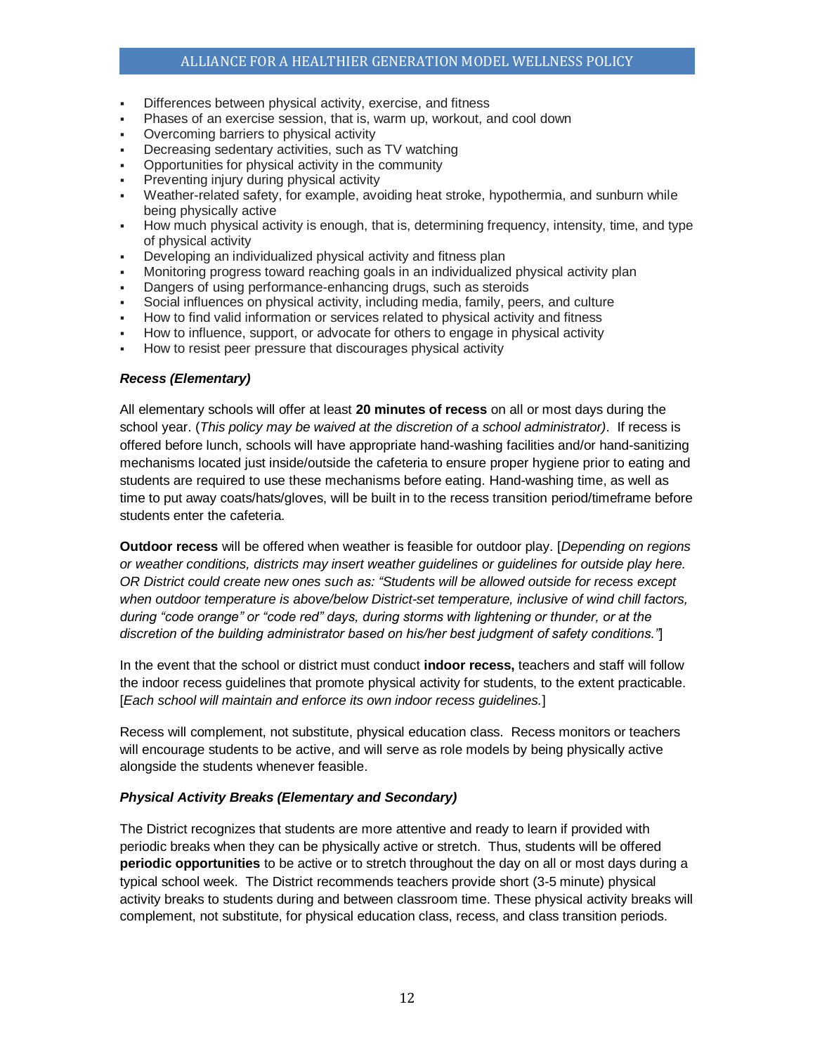- Differences between physical activity, exercise, and fitness
- Phases of an exercise session, that is, warm up, workout, and cool down
- Overcoming barriers to physical activity
- Decreasing sedentary activities, such as TV watching
- Opportunities for physical activity in the community
- Preventing injury during physical activity
- Weather-related safety, for example, avoiding heat stroke, hypothermia, and sunburn while being physically active
- How much physical activity is enough, that is, determining frequency, intensity, time, and type of physical activity
- Developing an individualized physical activity and fitness plan
- Monitoring progress toward reaching goals in an individualized physical activity plan
- Dangers of using performance-enhancing drugs, such as steroids
- Social influences on physical activity, including media, family, peers, and culture
- How to find valid information or services related to physical activity and fitness
- How to influence, support, or advocate for others to engage in physical activity
- How to resist peer pressure that discourages physical activity

***Recess (Elementary)***

All elementary schools will offer at least **20 minutes of recess** on all or most days during the school year. (*This policy may be waived at the discretion of a school administrator)*. If recess is offered before lunch, schools will have appropriate hand-washing facilities and/or hand-sanitizing mechanisms located just inside/outside the cafeteria to ensure proper hygiene prior to eating and students are required to use these mechanisms before eating. Hand-washing time, as well as time to put away coats/hats/gloves, will be built in to the recess transition period/timeframe before students enter the cafeteria.

**Outdoor recess** will be offered when weather is feasible for outdoor play. [*Depending on regions or weather conditions, districts may insert weather guidelines or guidelines for outside play here. OR District could create new ones such as: "Students will be allowed outside for recess except when outdoor temperature is above/below District-set temperature, inclusive of wind chill factors, during "code orange" or "code red" days, during storms with lightening or thunder, or at the discretion of the building administrator based on his/her best judgment of safety conditions."*]

In the event that the school or district must conduct **indoor recess,** teachers and staff will follow the indoor recess guidelines that promote physical activity for students, to the extent practicable. [*Each school will maintain and enforce its own indoor recess guidelines.*]

Recess will complement, not substitute, physical education class. Recess monitors or teachers will encourage students to be active, and will serve as role models by being physically active alongside the students whenever feasible.

***Physical Activity Breaks (Elementary and Secondary)***

The District recognizes that students are more attentive and ready to learn if provided with periodic breaks when they can be physically active or stretch. Thus, students will be offered **periodic opportunities** to be active or to stretch throughout the day on all or most days during a typical school week. The District recommends teachers provide short (3-5 minute) physical activity breaks to students during and between classroom time. These physical activity breaks will complement, not substitute, for physical education class, recess, and class transition periods.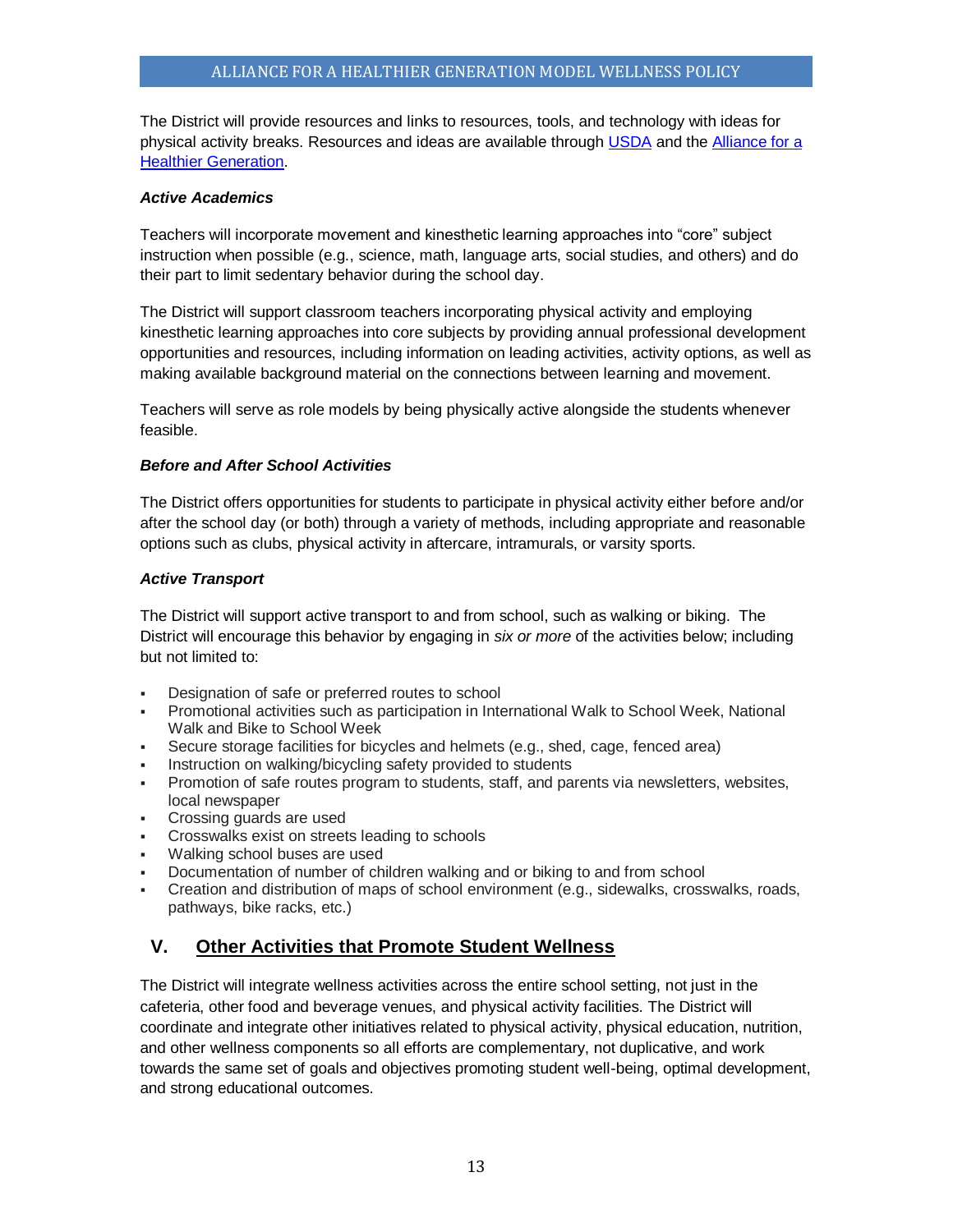The District will provide resources and links to resources, tools, and technology with ideas for physical activity breaks. Resources and ideas are available through [USDA](#) and the [Alliance for a Healthier Generation](#).

***Active Academics***

Teachers will incorporate movement and kinesthetic learning approaches into “core” subject instruction when possible (e.g., science, math, language arts, social studies, and others) and do their part to limit sedentary behavior during the school day.

The District will support classroom teachers incorporating physical activity and employing kinesthetic learning approaches into core subjects by providing annual professional development opportunities and resources, including information on leading activities, activity options, as well as making available background material on the connections between learning and movement.

Teachers will serve as role models by being physically active alongside the students whenever feasible.

***Before and After School Activities***

The District offers opportunities for students to participate in physical activity either before and/or after the school day (or both) through a variety of methods, including appropriate and reasonable options such as clubs, physical activity in aftercare, intramurals, or varsity sports.

***Active Transport***

The District will support active transport to and from school, such as walking or biking. The District will encourage this behavior by engaging in *six or more* of the activities below; including but not limited to:

- Designation of safe or preferred routes to school
- Promotional activities such as participation in International Walk to School Week, National Walk and Bike to School Week
- Secure storage facilities for bicycles and helmets (e.g., shed, cage, fenced area)
- Instruction on walking/bicycling safety provided to students
- Promotion of safe routes program to students, staff, and parents via newsletters, websites, local newspaper
- Crossing guards are used
- Crosswalks exist on streets leading to schools
- Walking school buses are used
- Documentation of number of children walking and or biking to and from school
- Creation and distribution of maps of school environment (e.g., sidewalks, crosswalks, roads, pathways, bike racks, etc.)

## V. <u>Other Activities that Promote Student Wellness</u>

The District will integrate wellness activities across the entire school setting, not just in the cafeteria, other food and beverage venues, and physical activity facilities. The District will coordinate and integrate other initiatives related to physical activity, physical education, nutrition, and other wellness components so all efforts are complementary, not duplicative, and work towards the same set of goals and objectives promoting student well-being, optimal development, and strong educational outcomes.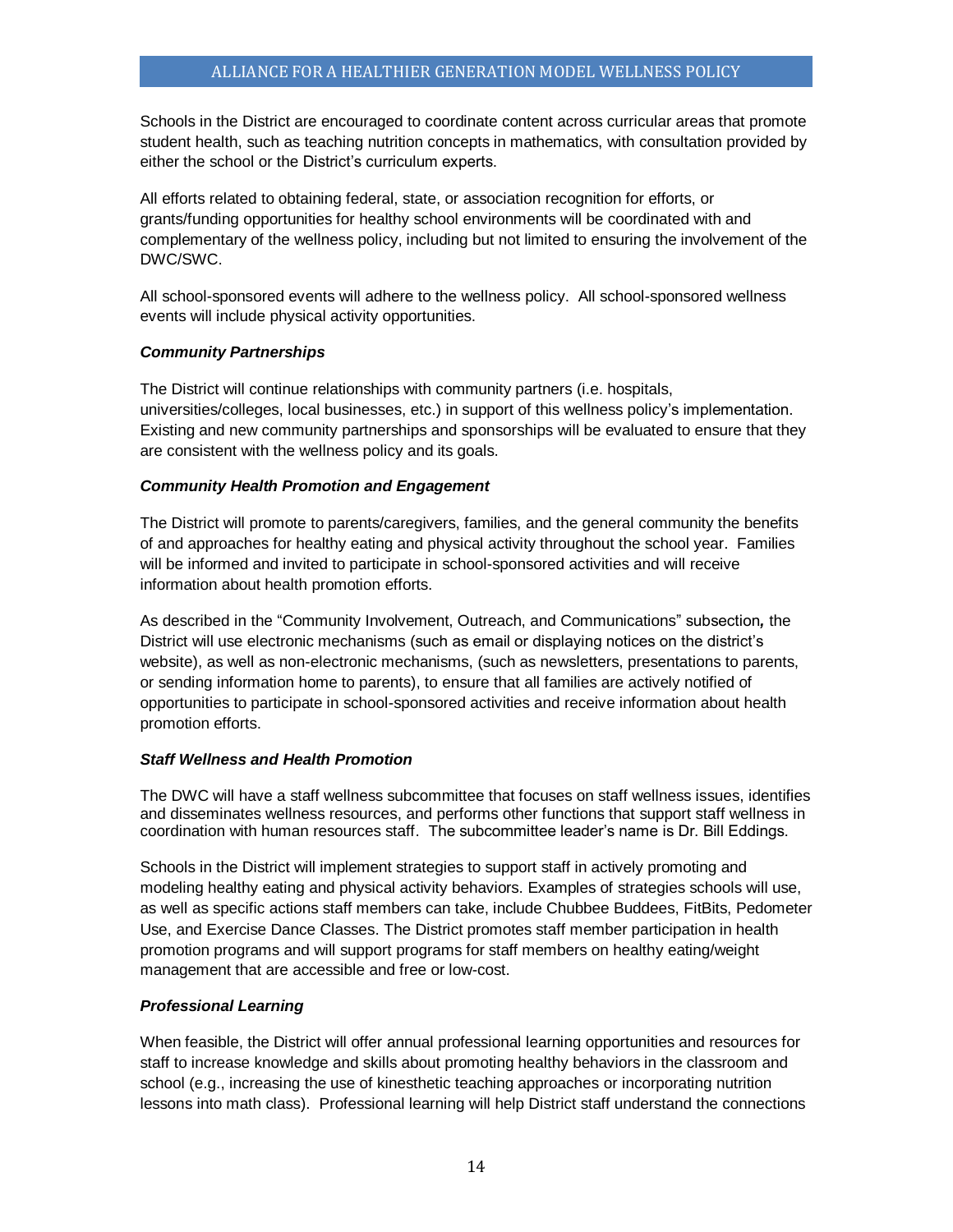Schools in the District are encouraged to coordinate content across curricular areas that promote student health, such as teaching nutrition concepts in mathematics, with consultation provided by either the school or the District's curriculum experts.

All efforts related to obtaining federal, state, or association recognition for efforts, or grants/funding opportunities for healthy school environments will be coordinated with and complementary of the wellness policy, including but not limited to ensuring the involvement of the DWC/SWC.

All school-sponsored events will adhere to the wellness policy. All school-sponsored wellness events will include physical activity opportunities.

***Community Partnerships***

The District will continue relationships with community partners (i.e. hospitals, universities/colleges, local businesses, etc.) in support of this wellness policy's implementation. Existing and new community partnerships and sponsorships will be evaluated to ensure that they are consistent with the wellness policy and its goals.

***Community Health Promotion and Engagement***

The District will promote to parents/caregivers, families, and the general community the benefits of and approaches for healthy eating and physical activity throughout the school year. Families will be informed and invited to participate in school-sponsored activities and will receive information about health promotion efforts.

As described in the "Community Involvement, Outreach, and Communications" subsection*,* the District will use electronic mechanisms (such as email or displaying notices on the district's website), as well as non-electronic mechanisms, (such as newsletters, presentations to parents, or sending information home to parents), to ensure that all families are actively notified of opportunities to participate in school-sponsored activities and receive information about health promotion efforts.

***Staff Wellness and Health Promotion***

The DWC will have a staff wellness subcommittee that focuses on staff wellness issues, identifies and disseminates wellness resources, and performs other functions that support staff wellness in coordination with human resources staff. The subcommittee leader's name is Dr. Bill Eddings.

Schools in the District will implement strategies to support staff in actively promoting and modeling healthy eating and physical activity behaviors. Examples of strategies schools will use, as well as specific actions staff members can take, include Chubbee Buddees, FitBits, Pedometer Use, and Exercise Dance Classes. The District promotes staff member participation in health promotion programs and will support programs for staff members on healthy eating/weight management that are accessible and free or low-cost.

***Professional Learning***

When feasible, the District will offer annual professional learning opportunities and resources for staff to increase knowledge and skills about promoting healthy behaviors in the classroom and school (e.g., increasing the use of kinesthetic teaching approaches or incorporating nutrition lessons into math class). Professional learning will help District staff understand the connections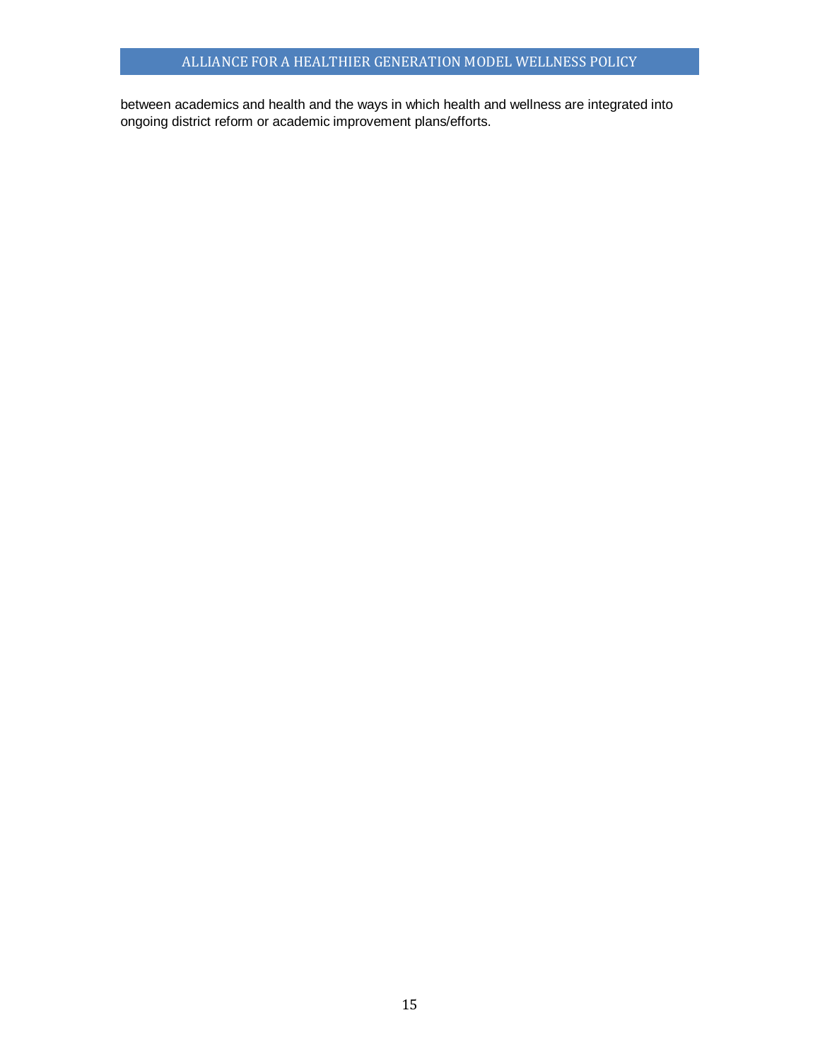between academics and health and the ways in which health and wellness are integrated into ongoing district reform or academic improvement plans/efforts.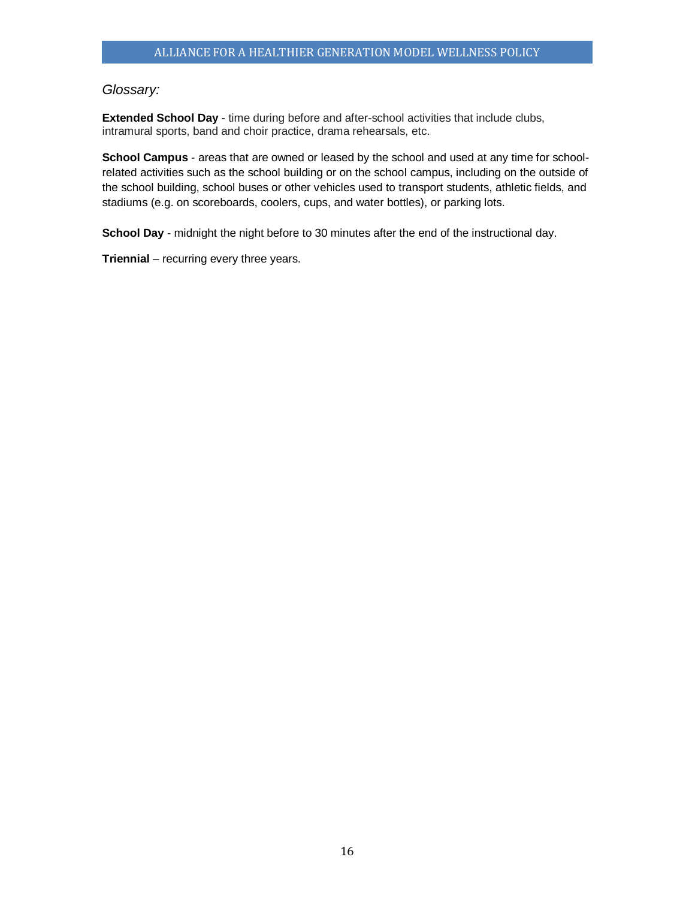*Glossary:*

**Extended School Day** - time during before and after-school activities that include clubs, intramural sports, band and choir practice, drama rehearsals, etc.

**School Campus** - areas that are owned or leased by the school and used at any time for school-related activities such as the school building or on the school campus, including on the outside of the school building, school buses or other vehicles used to transport students, athletic fields, and stadiums (e.g. on scoreboards, coolers, cups, and water bottles), or parking lots.

**School Day** - midnight the night before to 30 minutes after the end of the instructional day.

**Triennial** – recurring every three years.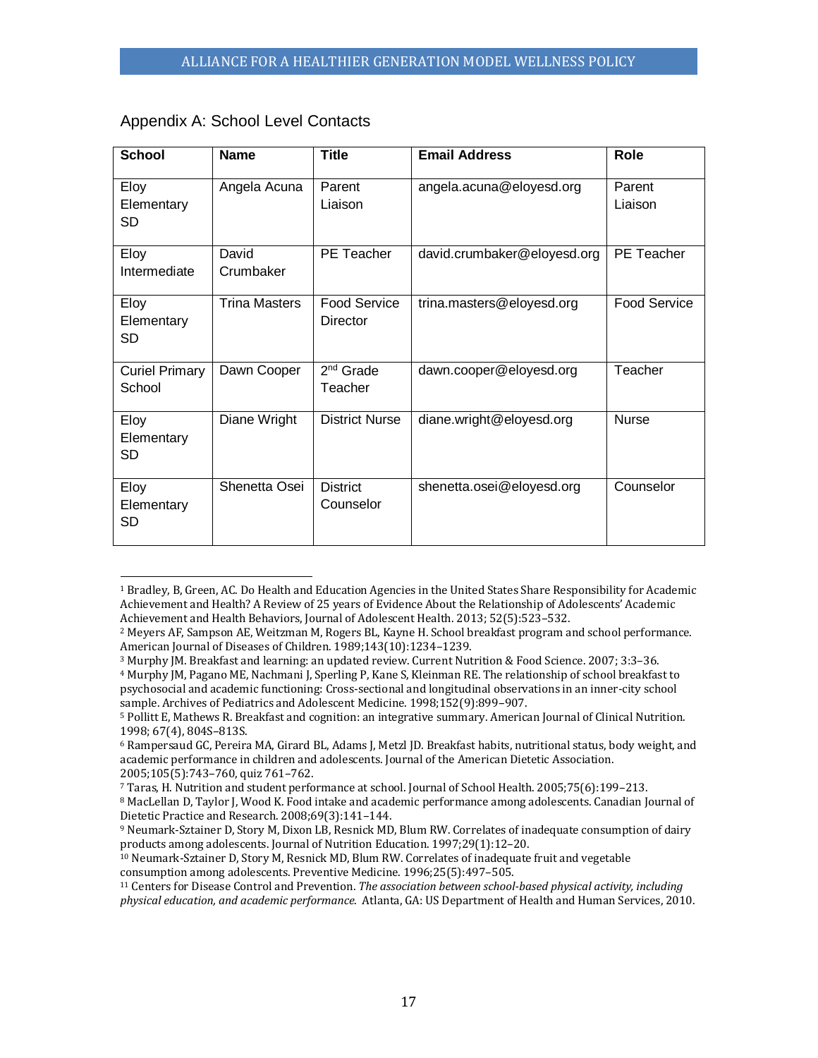## Appendix A: School Level Contacts

| School | Name | Title | Email Address | Role |
|---|---|---|---|---|
| Eloy Elementary SD | Angela Acuna | Parent Liaison | angela.acuna@eloyesd.org | Parent Liaison |
| Eloy Intermediate | David Crumbaker | PE Teacher | david.crumbaker@eloyesd.org | PE Teacher |
| Eloy Elementary SD | Trina Masters | Food Service Director | trina.masters@eloyesd.org | Food Service |
| Curiel Primary School | Dawn Cooper | 2nd Grade Teacher | dawn.cooper@eloyesd.org | Teacher |
| Eloy Elementary SD | Diane Wright | District Nurse | diane.wright@eloyesd.org | Nurse |
| Eloy Elementary SD | Shenetta Osei | District Counselor | shenetta.osei@eloyesd.org | Counselor |

---

[1] Bradley, B, Green, AC. Do Health and Education Agencies in the United States Share Responsibility for Academic Achievement and Health? A Review of 25 years of Evidence About the Relationship of Adolescents' Academic Achievement and Health Behaviors, Journal of Adolescent Health. 2013; 52(5):523–532.

[2] Meyers AF, Sampson AE, Weitzman M, Rogers BL, Kayne H. School breakfast program and school performance. American Journal of Diseases of Children. 1989;143(10):1234–1239.

[3] Murphy JM. Breakfast and learning: an updated review. Current Nutrition & Food Science. 2007; 3:3–36.

[4] Murphy JM, Pagano ME, Nachmani J, Sperling P, Kane S, Kleinman RE. The relationship of school breakfast to psychosocial and academic functioning: Cross-sectional and longitudinal observations in an inner-city school sample. Archives of Pediatrics and Adolescent Medicine. 1998;152(9):899–907.

[5] Pollitt E, Mathews R. Breakfast and cognition: an integrative summary. American Journal of Clinical Nutrition. 1998; 67(4), 804S–813S.

[6] Rampersaud GC, Pereira MA, Girard BL, Adams J, Metzl JD. Breakfast habits, nutritional status, body weight, and academic performance in children and adolescents. Journal of the American Dietetic Association. 2005;105(5):743–760, quiz 761–762.

[7] Taras, H. Nutrition and student performance at school. Journal of School Health. 2005;75(6):199–213.

[8] MacLellan D, Taylor J, Wood K. Food intake and academic performance among adolescents. Canadian Journal of Dietetic Practice and Research. 2008;69(3):141–144.

[9] Neumark-Sztainer D, Story M, Dixon LB, Resnick MD, Blum RW. Correlates of inadequate consumption of dairy products among adolescents. Journal of Nutrition Education. 1997;29(1):12–20.

[10] Neumark-Sztainer D, Story M, Resnick MD, Blum RW. Correlates of inadequate fruit and vegetable consumption among adolescents. Preventive Medicine. 1996;25(5):497–505.

[11] Centers for Disease Control and Prevention. *The association between school-based physical activity, including physical education, and academic performance.* Atlanta, GA: US Department of Health and Human Services, 2010.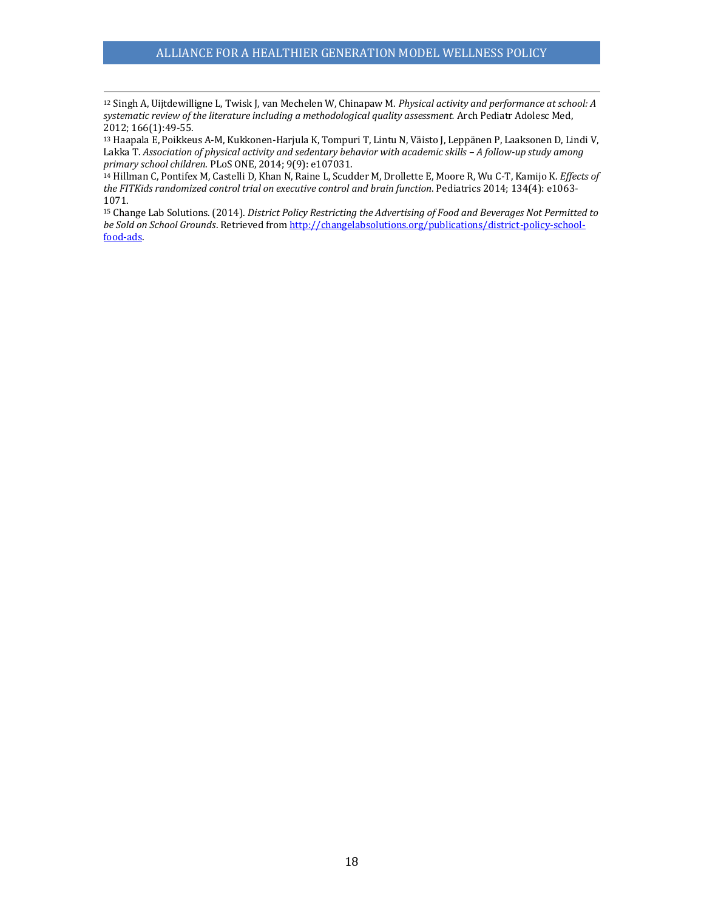[12] Singh A, Uijtdewilligne L, Twisk J, van Mechelen W, Chinapaw M. *Physical activity and performance at school: A systematic review of the literature including a methodological quality assessment.* Arch Pediatr Adolesc Med, 2012; 166(1):49-55.

[13] Haapala E, Poikkeus A-M, Kukkonen-Harjula K, Tompuri T, Lintu N, Väisto J, Leppänen P, Laaksonen D, Lindi V, Lakka T. *Association of physical activity and sedentary behavior with academic skills – A follow-up study among primary school children.* PLoS ONE, 2014; 9(9): e107031.

[14] Hillman C, Pontifex M, Castelli D, Khan N, Raine L, Scudder M, Drollette E, Moore R, Wu C-T, Kamijo K. *Effects of the FITKids randomized control trial on executive control and brain function*. Pediatrics 2014; 134(4): e1063-1071.

[15] Change Lab Solutions. (2014). *District Policy Restricting the Advertising of Food and Beverages Not Permitted to be Sold on School Grounds*. Retrieved from [http://changelabsolutions.org/publications/district-policy-school-food-ads](http://changelabsolutions.org/publications/district-policy-school-food-ads).